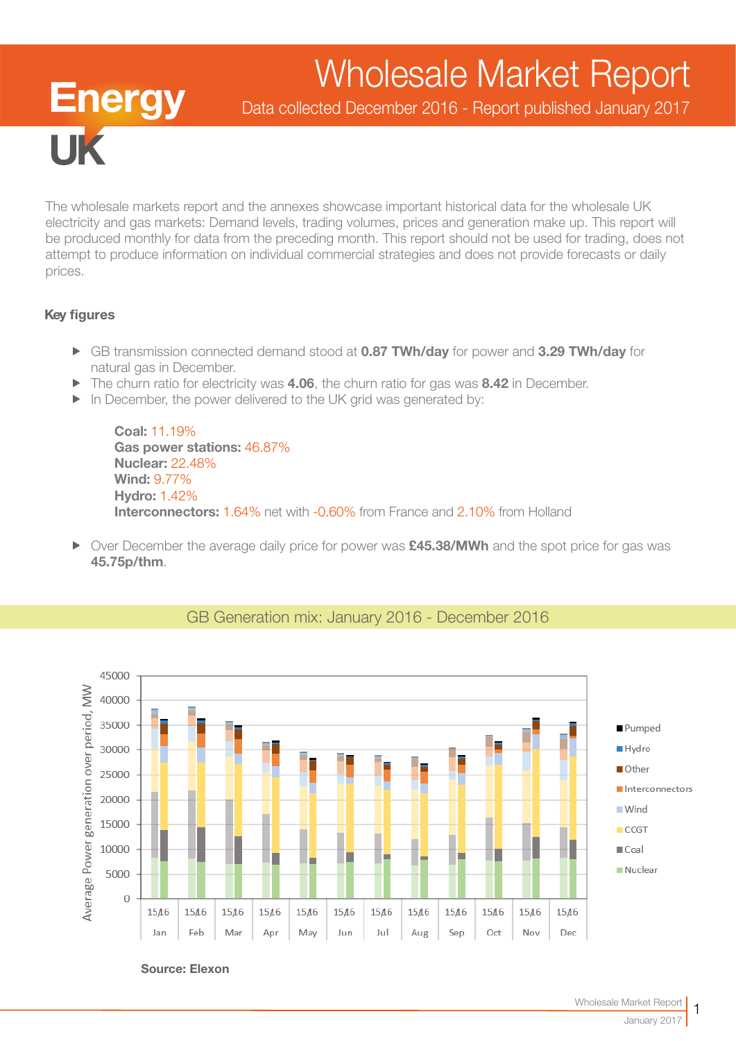# Wholesale Market Report

Data collected December 2016 - Report published January 2017

**Energy UK**

The wholesale markets report and the annexes showcase important historical data for the wholesale UK electricity and gas markets: Demand levels, trading volumes, prices and generation make up. This report will be produced monthly for data from the preceding month. This report should not be used for trading, does not attempt to produce information on individual commercial strategies and does not provide forecasts or daily prices.

### Key figures

- GB transmission connected demand stood at **0.87 TWh/day** for power and **3.29 TWh/day** for natural gas in December.
- The churn ratio for electricity was **4.06**, the churn ratio for gas was **8.42** in December.
- In December, the power delivered to the UK grid was generated by:

  **Coal:** 11.19%
  **Gas power stations:** 46.87%
  **Nuclear:** 22.48%
  **Wind:** 9.77%
  **Hydro:** 1.42%
  **Interconnectors:** 1.64% net with -0.60% from France and 2.10% from Holland

- Over December the average daily price for power was **£45.38/MWh** and the spot price for gas was **45.75p/thm**.

## GB Generation mix: January 2016 - December 2016

**Source: Elexon**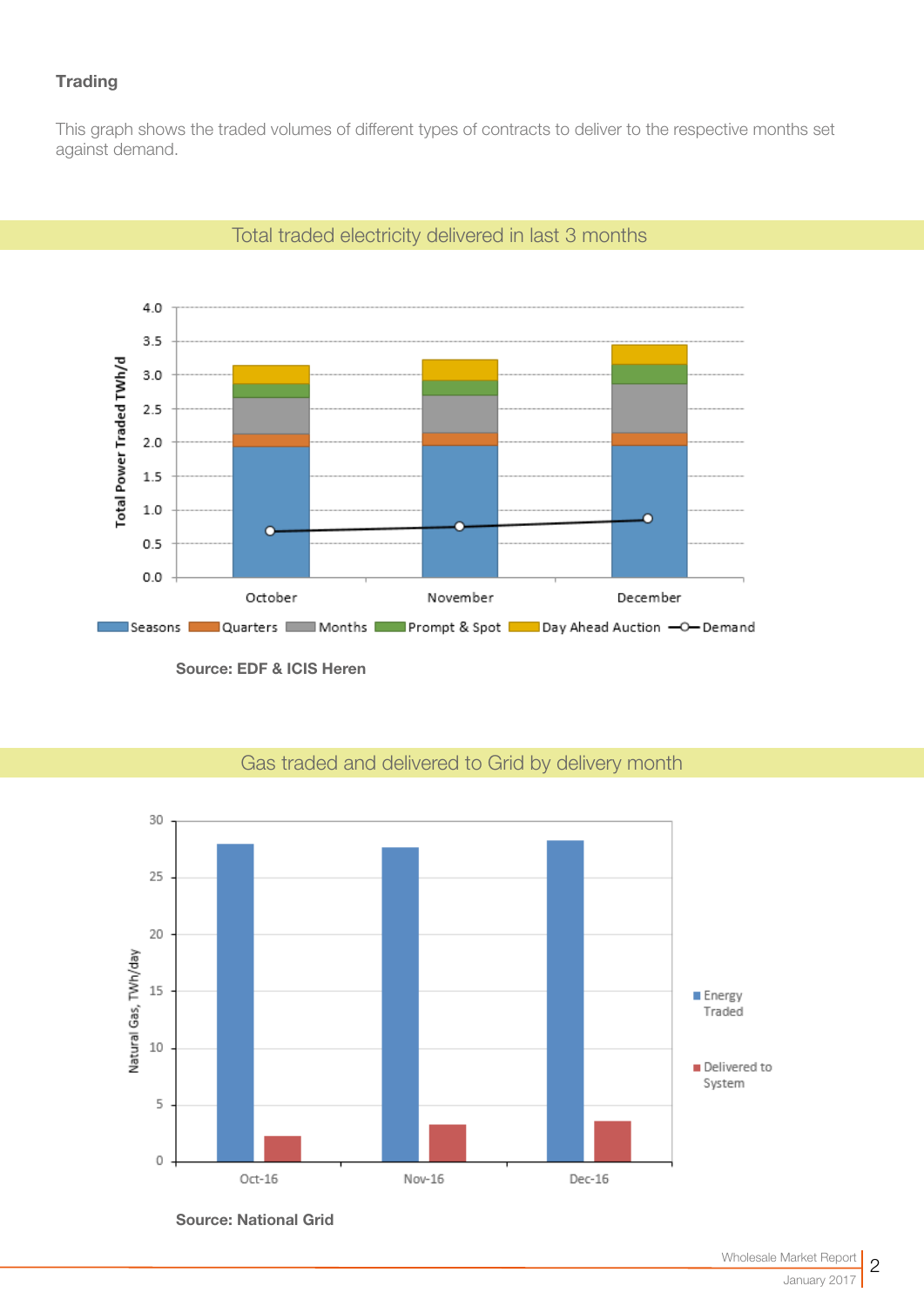### Trading

This graph shows the traded volumes of different types of contracts to deliver to the respective months set against demand.

## Total traded electricity delivered in last 3 months

**Source: EDF & ICIS Heren**

## Gas traded and delivered to Grid by delivery month

**Source: National Grid**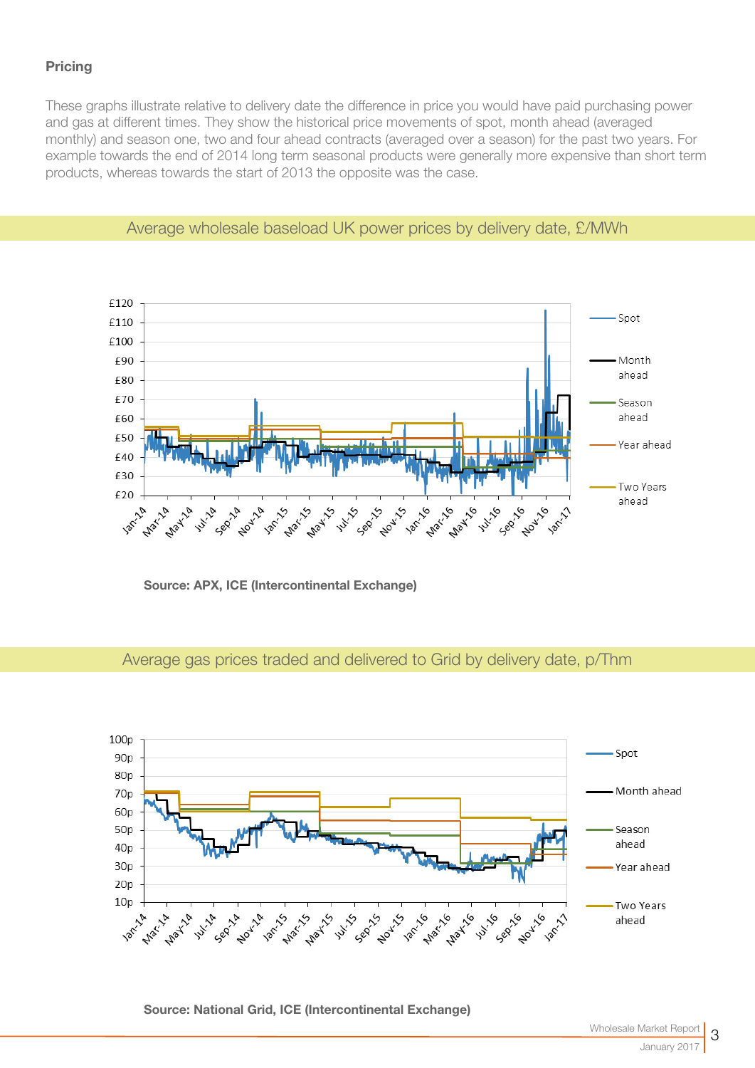## Pricing

These graphs illustrate relative to delivery date the difference in price you would have paid purchasing power and gas at different times. They show the historical price movements of spot, month ahead (averaged monthly) and season one, two and four ahead contracts (averaged over a season) for the past two years. For example towards the end of 2014 long term seasonal products were generally more expensive than short term products, whereas towards the start of 2013 the opposite was the case.

### Average wholesale baseload UK power prices by delivery date, £/MWh

**Source: APX, ICE (Intercontinental Exchange)**

### Average gas prices traded and delivered to Grid by delivery date, p/Thm

**Source: National Grid, ICE (Intercontinental Exchange)**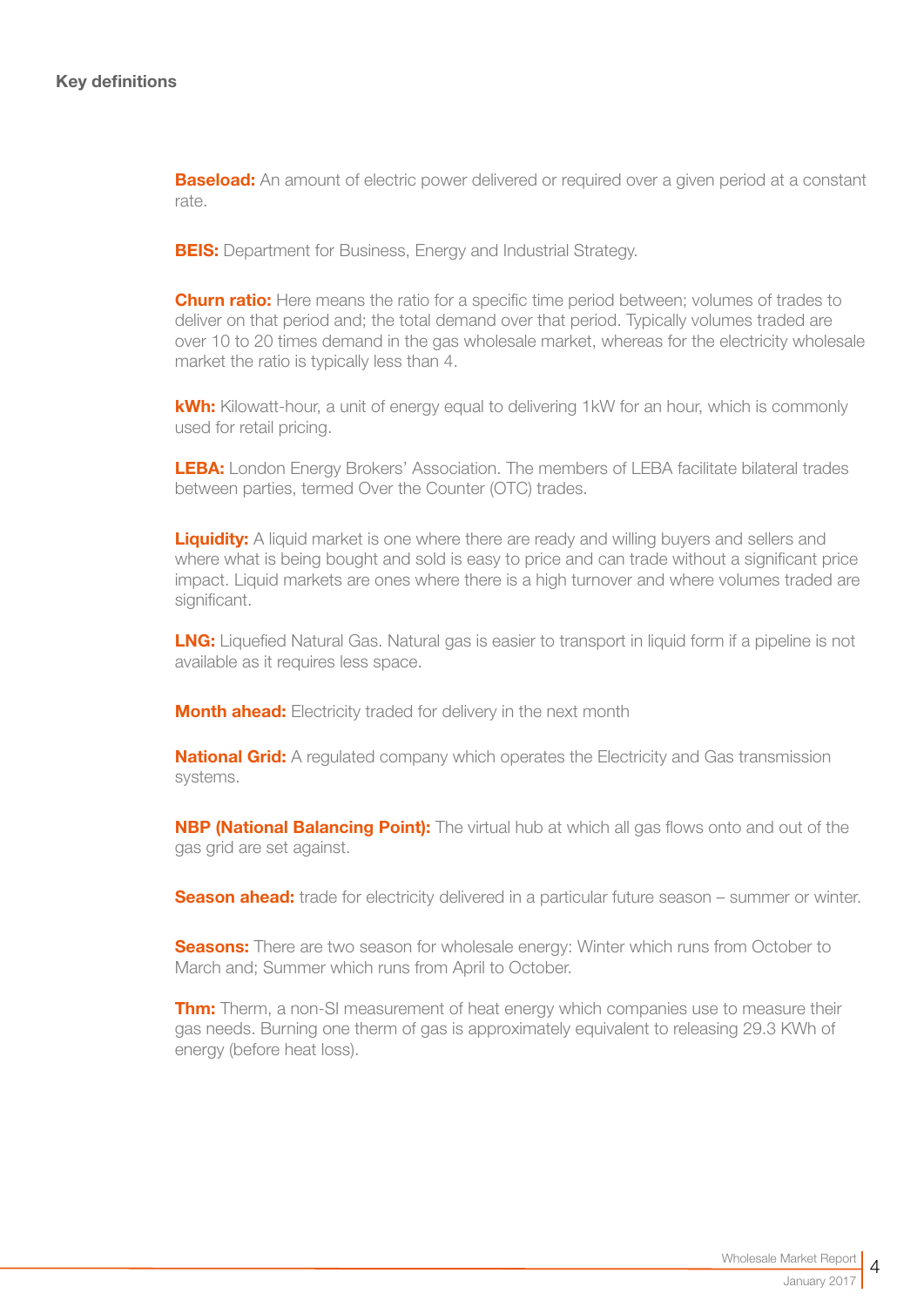## Key definitions

**Baseload:** An amount of electric power delivered or required over a given period at a constant rate.

**BEIS:** Department for Business, Energy and Industrial Strategy.

**Churn ratio:** Here means the ratio for a specific time period between; volumes of trades to deliver on that period and; the total demand over that period. Typically volumes traded are over 10 to 20 times demand in the gas wholesale market, whereas for the electricity wholesale market the ratio is typically less than 4.

**kWh:** Kilowatt-hour, a unit of energy equal to delivering 1kW for an hour, which is commonly used for retail pricing.

**LEBA:** London Energy Brokers' Association. The members of LEBA facilitate bilateral trades between parties, termed Over the Counter (OTC) trades.

**Liquidity:** A liquid market is one where there are ready and willing buyers and sellers and where what is being bought and sold is easy to price and can trade without a significant price impact. Liquid markets are ones where there is a high turnover and where volumes traded are significant.

**LNG:** Liquefied Natural Gas. Natural gas is easier to transport in liquid form if a pipeline is not available as it requires less space.

**Month ahead:** Electricity traded for delivery in the next month

**National Grid:** A regulated company which operates the Electricity and Gas transmission systems.

**NBP (National Balancing Point):** The virtual hub at which all gas flows onto and out of the gas grid are set against.

**Season ahead:** trade for electricity delivered in a particular future season – summer or winter.

**Seasons:** There are two season for wholesale energy: Winter which runs from October to March and; Summer which runs from April to October.

**Thm:** Therm, a non-SI measurement of heat energy which companies use to measure their gas needs. Burning one therm of gas is approximately equivalent to releasing 29.3 KWh of energy (before heat loss).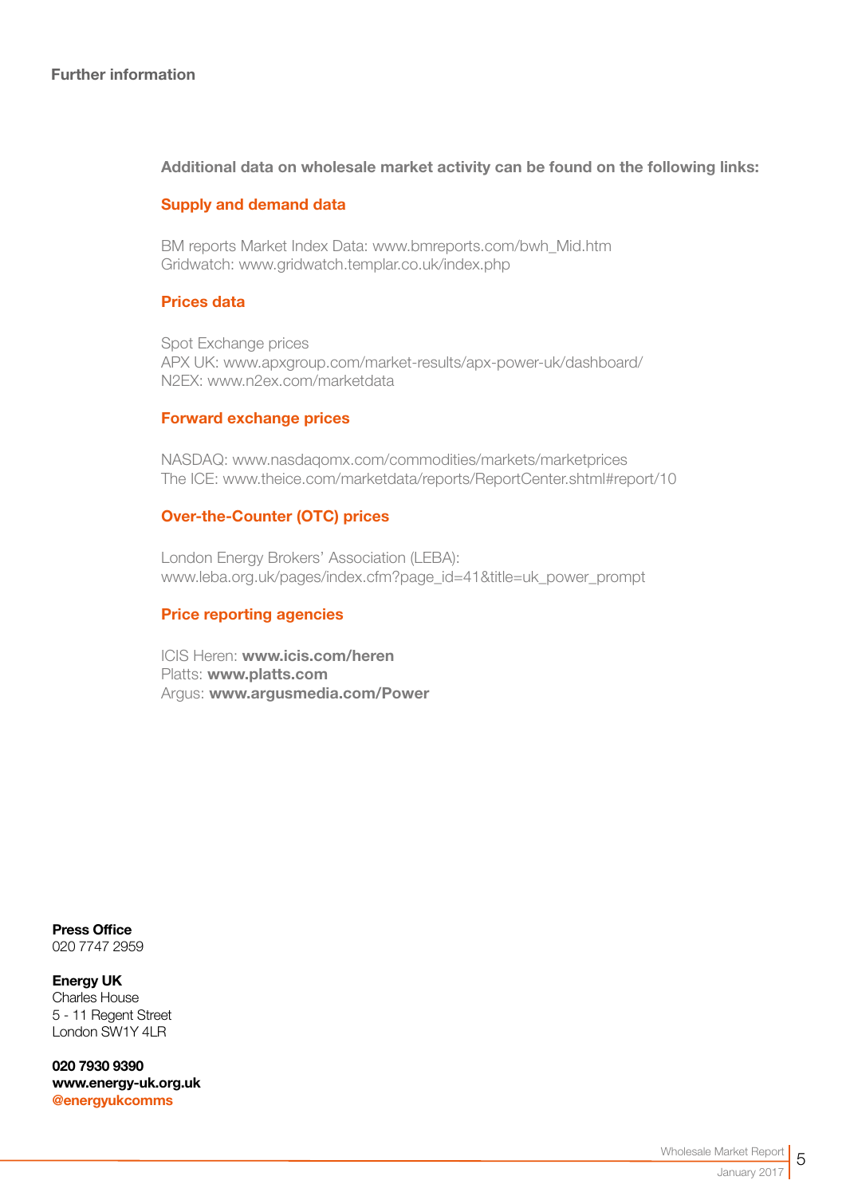## Further information

**Additional data on wholesale market activity can be found on the following links:**

### Supply and demand data

BM reports Market Index Data: www.bmreports.com/bwh_Mid.htm
Gridwatch: www.gridwatch.templar.co.uk/index.php

### Prices data

Spot Exchange prices
APX UK: www.apxgroup.com/market-results/apx-power-uk/dashboard/
N2EX: www.n2ex.com/marketdata

### Forward exchange prices

NASDAQ: www.nasdaqomx.com/commodities/markets/marketprices
The ICE: www.theice.com/marketdata/reports/ReportCenter.shtml#report/10

### Over-the-Counter (OTC) prices

London Energy Brokers' Association (LEBA):
www.leba.org.uk/pages/index.cfm?page_id=41&title=uk_power_prompt

### Price reporting agencies

ICIS Heren: **www.icis.com/heren**
Platts: **www.platts.com**
Argus: **www.argusmedia.com/Power**

**Press Office**
020 7747 2959

**Energy UK**
Charles House
5 - 11 Regent Street
London SW1Y 4LR

**020 7930 9390**
**www.energy-uk.org.uk**
**@energyukcomms**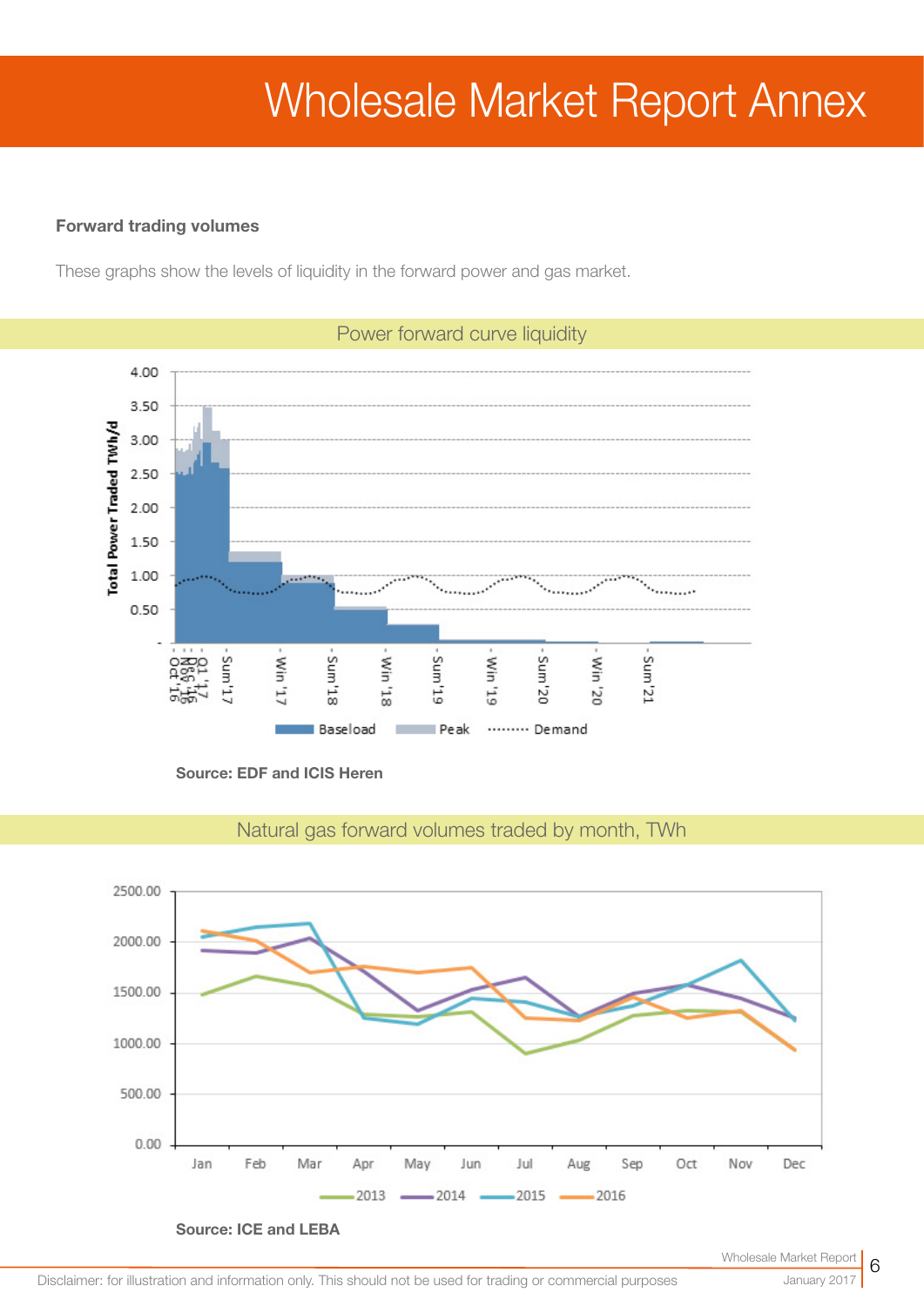# Wholesale Market Report Annex

**Forward trading volumes**

These graphs show the levels of liquidity in the forward power and gas market.

Power forward curve liquidity

**Source: EDF and ICIS Heren**

Natural gas forward volumes traded by month, TWh

**Source: ICE and LEBA**

Disclaimer: for illustration and information only. This should not be used for trading or commercial purposes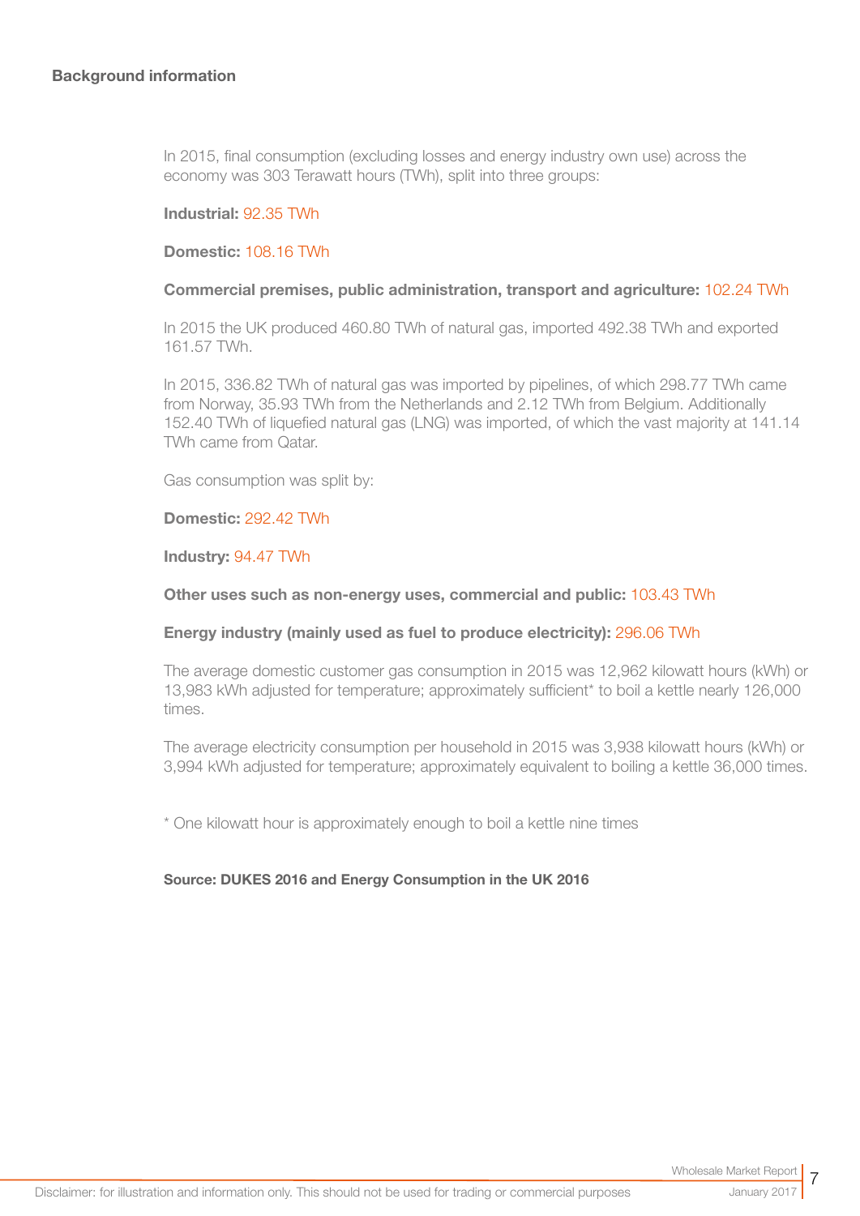## Background information

In 2015, final consumption (excluding losses and energy industry own use) across the economy was 303 Terawatt hours (TWh), split into three groups:

**Industrial:** 92.35 TWh

**Domestic:** 108.16 TWh

**Commercial premises, public administration, transport and agriculture:** 102.24 TWh

In 2015 the UK produced 460.80 TWh of natural gas, imported 492.38 TWh and exported 161.57 TWh.

In 2015, 336.82 TWh of natural gas was imported by pipelines, of which 298.77 TWh came from Norway, 35.93 TWh from the Netherlands and 2.12 TWh from Belgium. Additionally 152.40 TWh of liquefied natural gas (LNG) was imported, of which the vast majority at 141.14 TWh came from Qatar.

Gas consumption was split by:

**Domestic:** 292.42 TWh

**Industry:** 94.47 TWh

**Other uses such as non-energy uses, commercial and public:** 103.43 TWh

**Energy industry (mainly used as fuel to produce electricity):** 296.06 TWh

The average domestic customer gas consumption in 2015 was 12,962 kilowatt hours (kWh) or 13,983 kWh adjusted for temperature; approximately sufficient* to boil a kettle nearly 126,000 times.

The average electricity consumption per household in 2015 was 3,938 kilowatt hours (kWh) or 3,994 kWh adjusted for temperature; approximately equivalent to boiling a kettle 36,000 times.

* One kilowatt hour is approximately enough to boil a kettle nine times

**Source: DUKES 2016 and Energy Consumption in the UK 2016**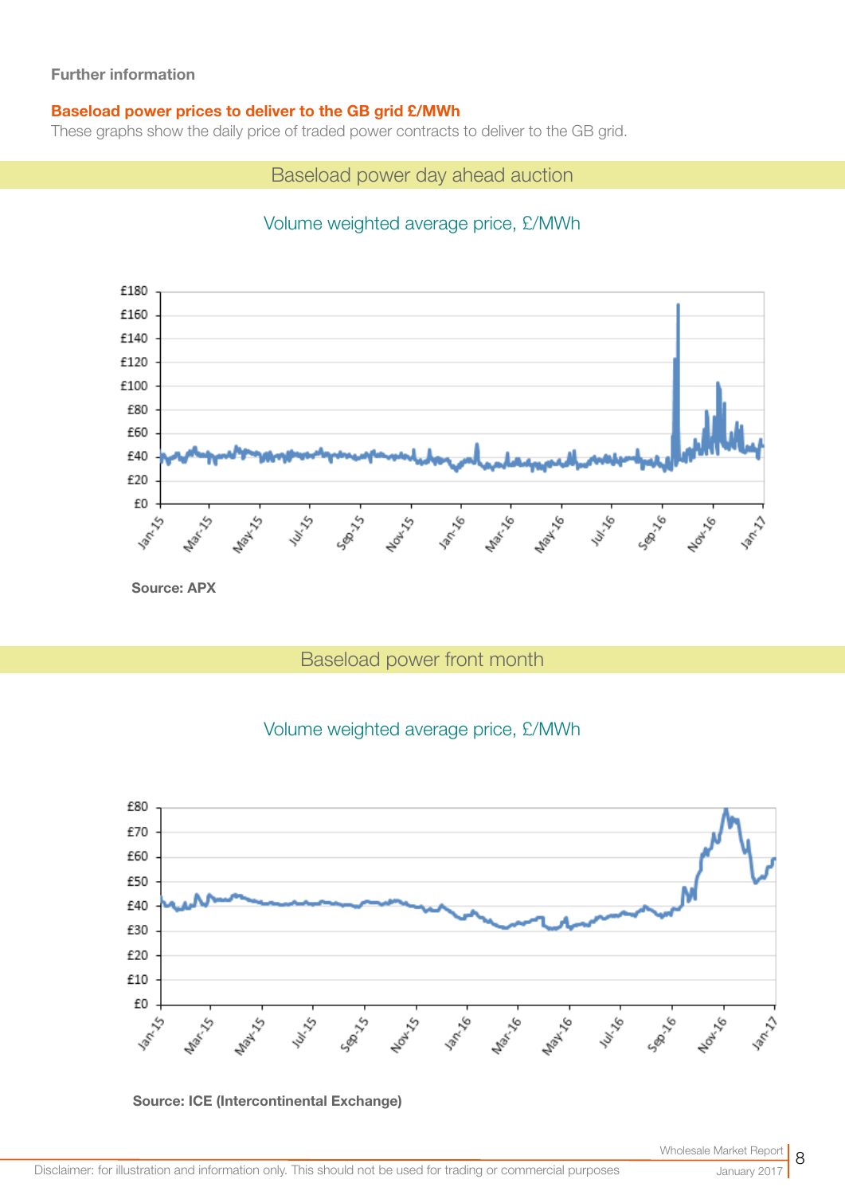**Further information**

**Baseload power prices to deliver to the GB grid £/MWh**

These graphs show the daily price of traded power contracts to deliver to the GB grid.

## Baseload power day ahead auction

Volume weighted average price, £/MWh

**Source: APX**

## Baseload power front month

Volume weighted average price, £/MWh

**Source: ICE (Intercontinental Exchange)**

Disclaimer: for illustration and information only. This should not be used for trading or commercial purposes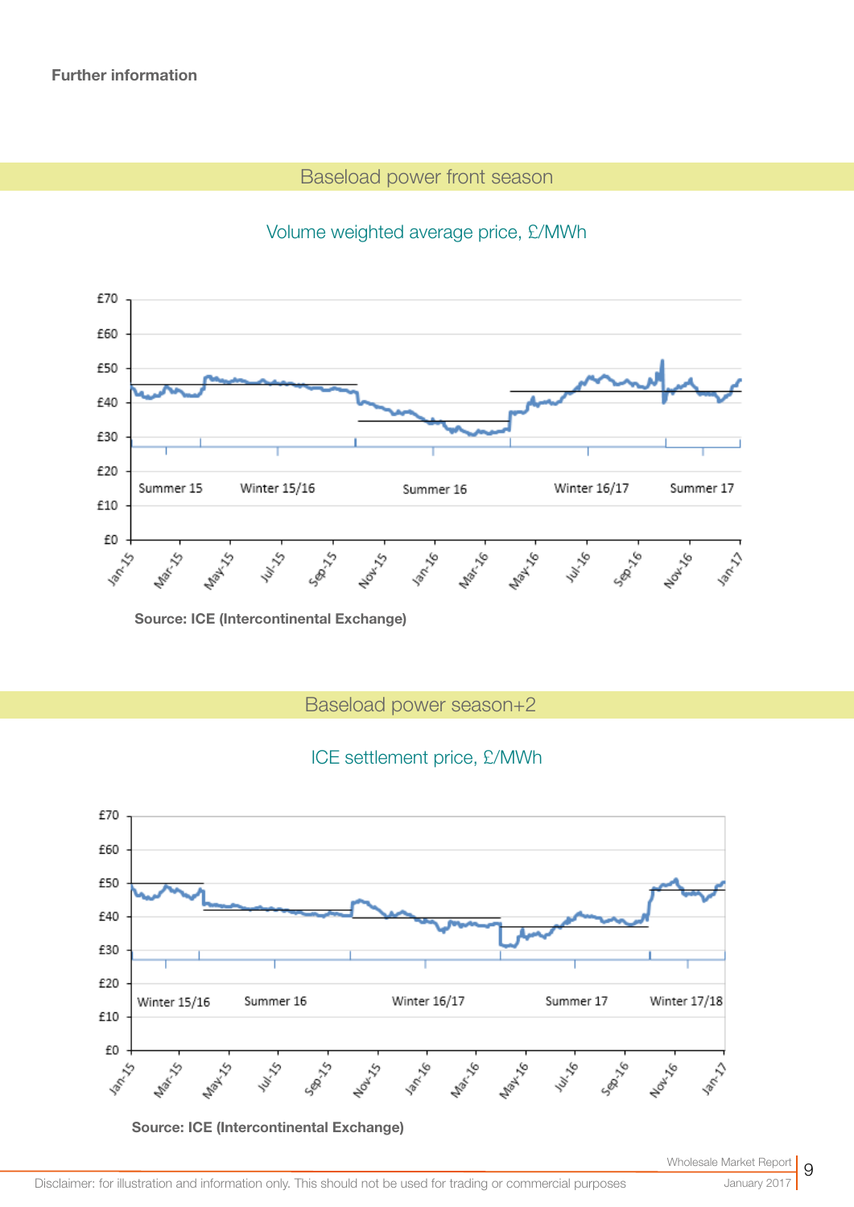**Further information**

## Baseload power front season

Volume weighted average price, £/MWh

Source: ICE (Intercontinental Exchange)

## Baseload power season+2

ICE settlement price, £/MWh

Source: ICE (Intercontinental Exchange)

Disclaimer: for illustration and information only. This should not be used for trading or commercial purposes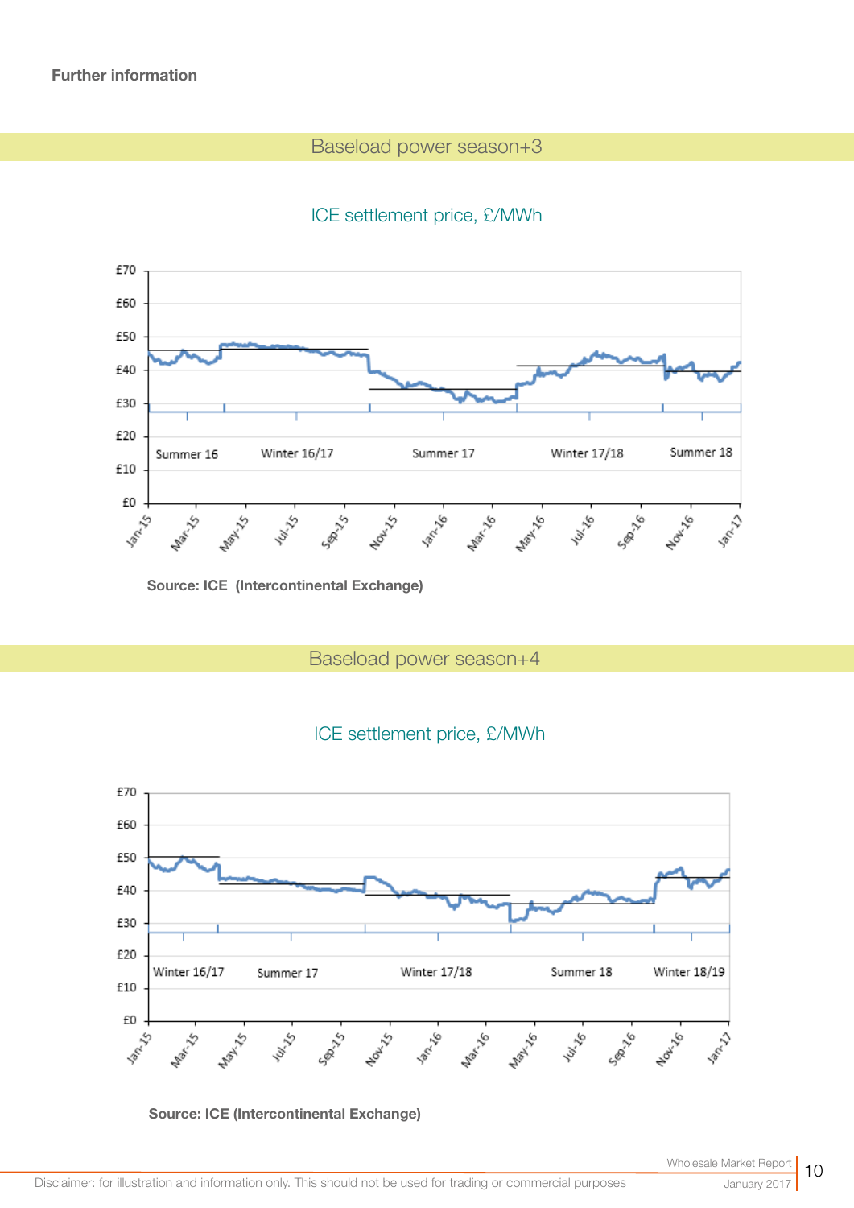**Further information**

## Baseload power season+3

ICE settlement price, £/MWh

Source: ICE (Intercontinental Exchange)

## Baseload power season+4

ICE settlement price, £/MWh

Source: ICE (Intercontinental Exchange)

Disclaimer: for illustration and information only. This should not be used for trading or commercial purposes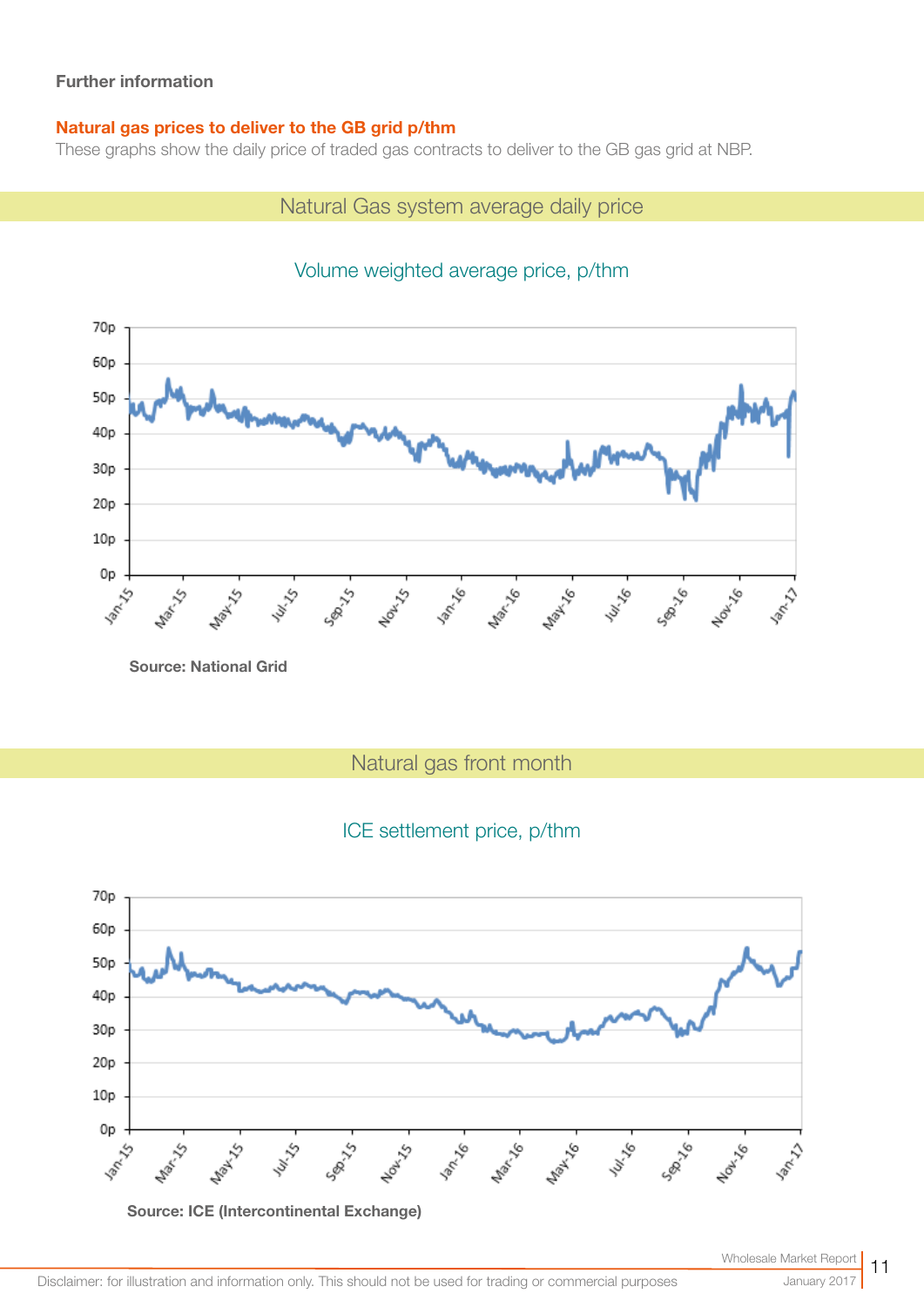**Further information**

## Natural gas prices to deliver to the GB grid p/thm

These graphs show the daily price of traded gas contracts to deliver to the GB gas grid at NBP.

### Natural Gas system average daily price

Volume weighted average price, p/thm

Source: National Grid

### Natural gas front month

ICE settlement price, p/thm

Source: ICE (Intercontinental Exchange)

Disclaimer: for illustration and information only. This should not be used for trading or commercial purposes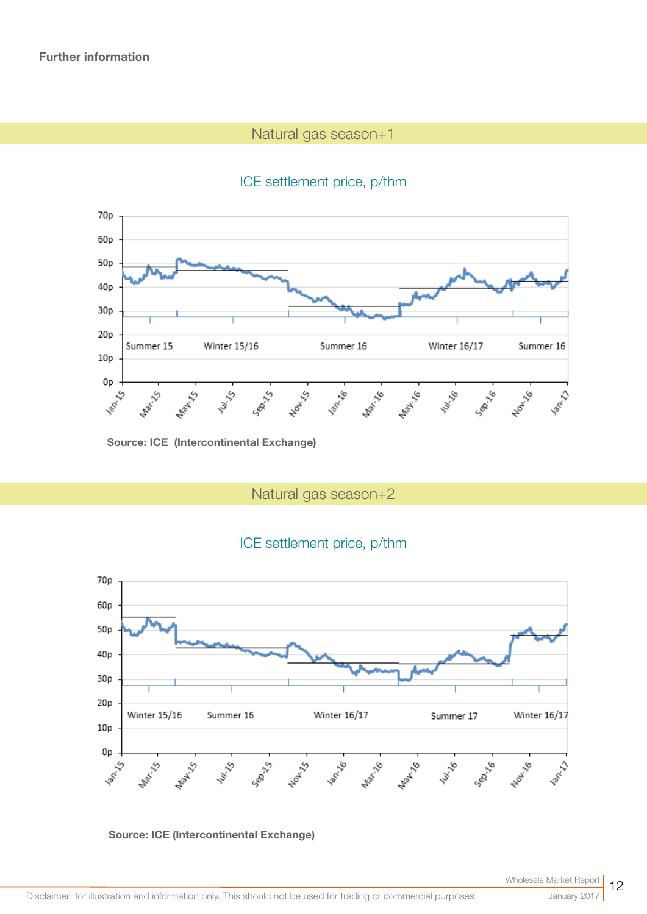**Further information**

## Natural gas season+1

ICE settlement price, p/thm

Source: ICE (Intercontinental Exchange)

## Natural gas season+2

ICE settlement price, p/thm

Source: ICE (Intercontinental Exchange)

Disclaimer: for illustration and information only. This should not be used for trading or commercial purposes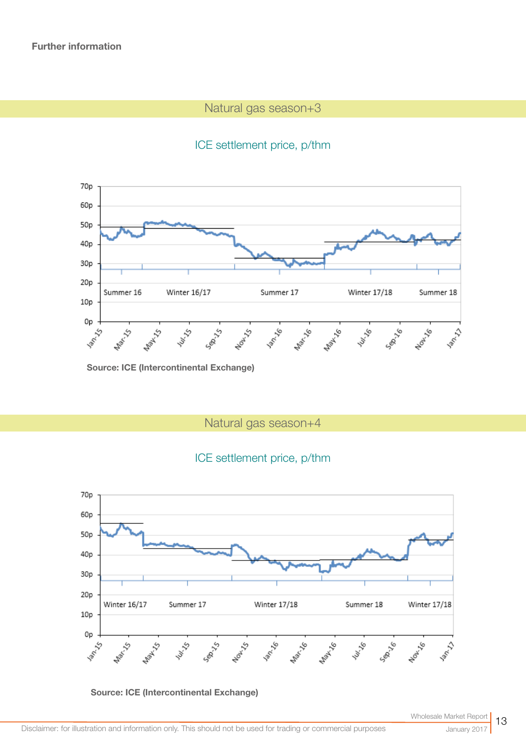**Further information**

## Natural gas season+3

ICE settlement price, p/thm

70p
60p
50p
40p
30p
20p
10p
0p

Summer 16
Winter 16/17
Summer 17
Winter 17/18
Summer 18

Jan-15
Mar-15
May-15
Jul-15
Sep-15
Nov-15
Jan-16
Mar-16
May-16
Jul-16
Sep-16
Nov-16
Jan-17

**Source: ICE (Intercontinental Exchange)**

## Natural gas season+4

ICE settlement price, p/thm

70p
60p
50p
40p
30p
20p
10p
0p

Winter 16/17
Summer 17
Winter 17/18
Summer 18
Winter 17/18

Jan-15
Mar-15
May-15
Jul-15
Sep-15
Nov-15
Jan-16
Mar-16
May-16
Jul-16
Sep-16
Nov-16
Jan-17

**Source: ICE (Intercontinental Exchange)**

Disclaimer: for illustration and information only. This should not be used for trading or commercial purposes